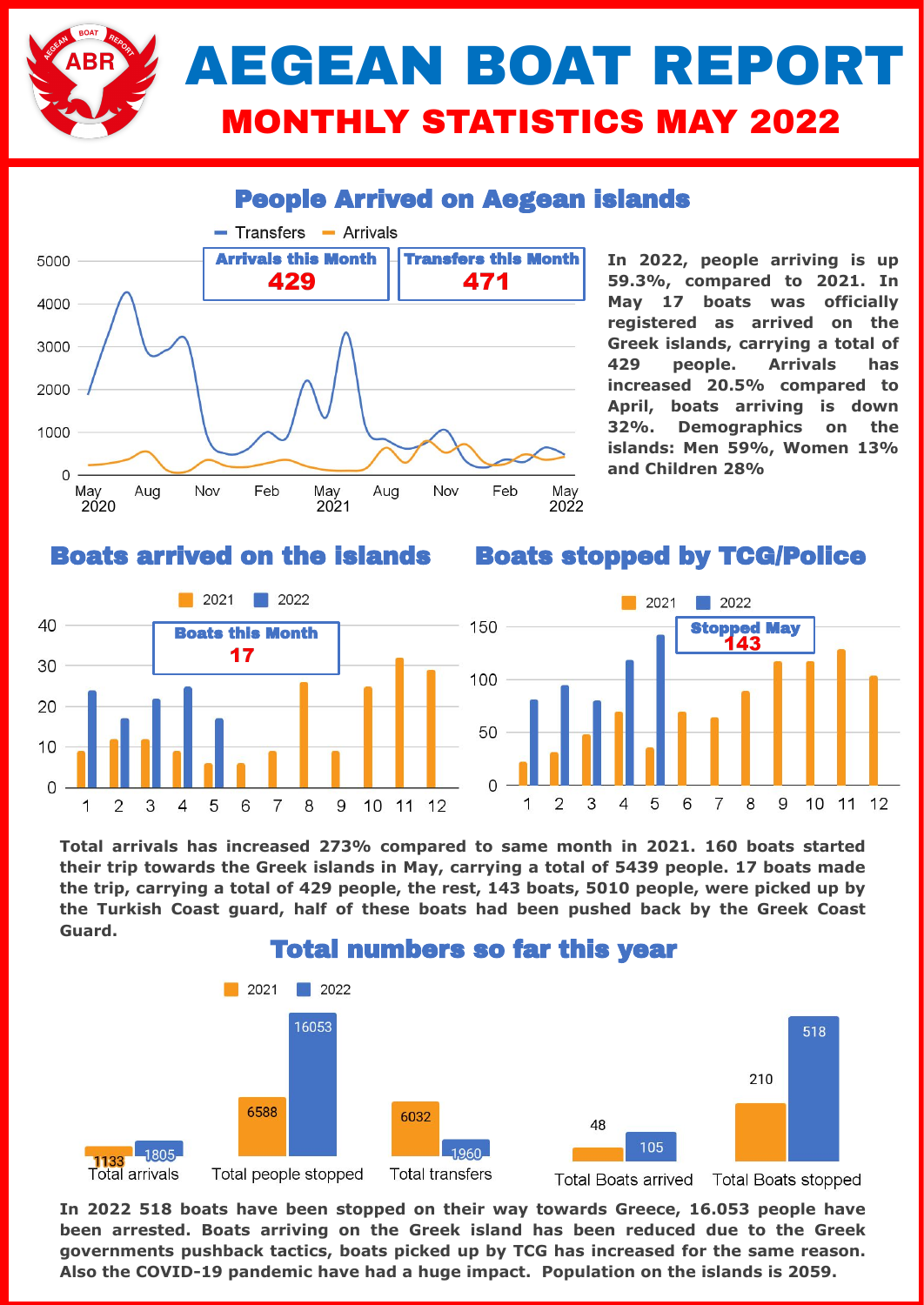# AEGEAN BOAT REPORT

## MONTHLY STATISTICS MAY 2022

### People Arrived on Aegean islands

Arrivals this Month: **429**

Transfers this Month: **471**

**In 2022, people arriving is up 59.3%, compared to 2021. In May 17 boats was officially registered as arrived on the Greek islands, carrying a total of 429 people. Arrivals has increased 20.5% compared to April, boats arriving is down 32%. Demographics on the islands: Men 59%, Women 13% and Children 28%**

### Boats arrived on the islands

Boats this Month: **17**

### Boats stopped by TCG/Police

Stopped May: **143**

**Total arrivals has increased 273% compared to same month in 2021. 160 boats started their trip towards the Greek islands in May, carrying a total of 5439 people. 17 boats made the trip, carrying a total of 429 people, the rest, 143 boats, 5010 people, were picked up by the Turkish Coast guard, half of these boats had been pushed back by the Greek Coast Guard.**

### Total numbers so far this year

| | 2021 | 2022 |
|---|---|---|
| Total arrivals | 1133 | 1805 |
| Total people stopped | 6588 | 16053 |
| Total transfers | 6032 | 1960 |
| Total Boats arrived | 48 | 105 |
| Total Boats stopped | 210 | 518 |

**In 2022 518 boats have been stopped on their way towards Greece, 16.053 people have been arrested. Boats arriving on the Greek island has been reduced due to the Greek governments pushback tactics, boats picked up by TCG has increased for the same reason. Also the COVID-19 pandemic have had a huge impact. Population on the islands is 2059.**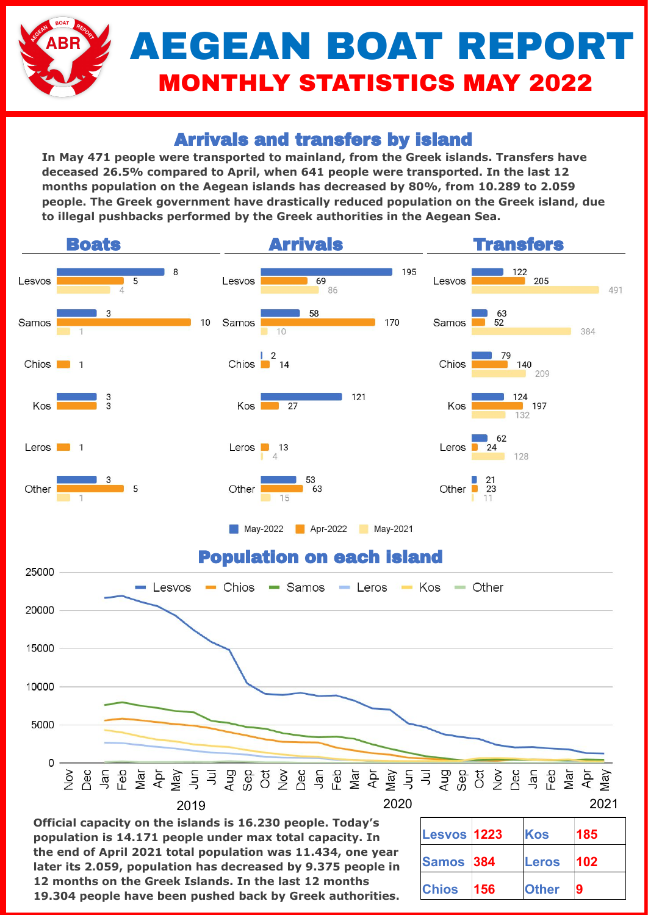# AEGEAN BOAT REPORT

## MONTHLY STATISTICS MAY 2022

### Arrivals and transfers by island

**In May 471 people were transported to mainland, from the Greek islands. Transfers have deceased 26.5% compared to April, when 641 people were transported. In the last 12 months population on the Aegean islands has decreased by 80%, from 10.289 to 2.059 people. The Greek government have drastically reduced population on the Greek island, due to illegal pushbacks performed by the Greek authorities in the Aegean Sea.**

#### Boats

| | May-2022 | Apr-2022 | May-2021 |
|---|---|---|---|
| Lesvos | 8 | 5 | 4 |
| Samos | 3 | 10 | 1 |
| Chios | | 1 | |
| Kos | 3 | 3 | |
| Leros | | 1 | |
| Other | 3 | 5 | 1 |

#### Arrivals

| | May-2022 | Apr-2022 | May-2021 |
|---|---|---|---|
| Lesvos | 195 | 69 | 86 |
| Samos | 58 | 170 | 10 |
| Chios | 2 | 14 | |
| Kos | 121 | 27 | |
| Leros | | 13 | 4 |
| Other | 53 | 63 | 15 |

#### Transfers

| | May-2022 | Apr-2022 | May-2021 |
|---|---|---|---|
| Lesvos | 122 | 205 | 491 |
| Samos | 63 | 52 | 384 |
| Chios | 79 | 140 | 209 |
| Kos | 124 | 197 | 132 |
| Leros | 62 | 24 | 128 |
| Other | 21 | 23 | 11 |

### Population on each island

**Official capacity on the islands is 16.230 people. Today's population is 14.171 people under max total capacity. In the end of April 2021 total population was 11.434, one year later its 2.059, population has decreased by 9.375 people in 12 months on the Greek Islands. In the last 12 months 19.304 people have been pushed back by Greek authorities.**

| | | | |
|---|---|---|---|
| Lesvos | 1223 | Kos | 185 |
| Samos | 384 | Leros | 102 |
| Chios | 156 | Other | 9 |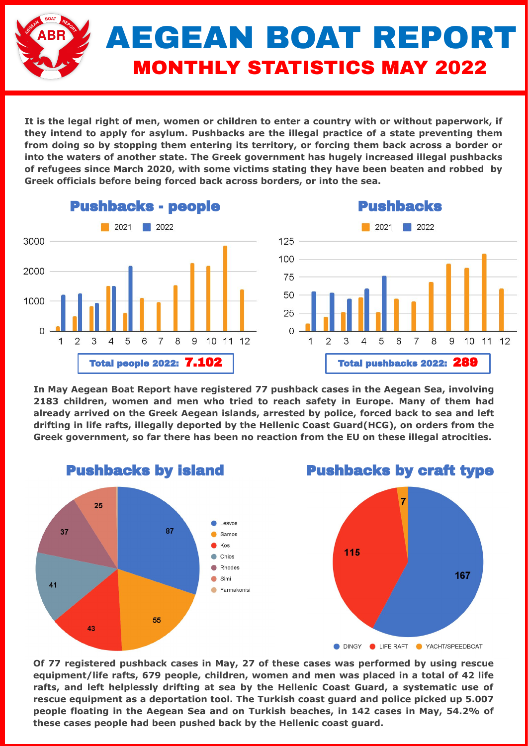# AEGEAN BOAT REPORT

## MONTHLY STATISTICS MAY 2022

**It is the legal right of men, women or children to enter a country with or without paperwork, if they intend to apply for asylum. Pushbacks are the illegal practice of a state preventing them from doing so by stopping them entering its territory, or forcing them back across a border or into the waters of another state. The Greek government has hugely increased illegal pushbacks of refugees since March 2020, with some victims stating they have been beaten and robbed by Greek officials before being forced back across borders, or into the sea.**

### Pushbacks - people

2021 2022

3000
2000
1000
0

1 2 3 4 5 6 7 8 9 10 11 12

**Total people 2022: 7.102**

### Pushbacks

2021 2022

125
100
75
50
25
0

1 2 3 4 5 6 7 8 9 10 11 12

**Total pushbacks 2022: 289**

**In May Aegean Boat Report have registered 77 pushback cases in the Aegean Sea, involving 2183 children, women and men who tried to reach safety in Europe. Many of them had already arrived on the Greek Aegean islands, arrested by police, forced back to sea and left drifting in life rafts, illegally deported by the Hellenic Coast Guard(HCG), on orders from the Greek government, so far there has been no reaction from the EU on these illegal atrocities.**

### Pushbacks by island

87
55
43
41
37
25

Lesvos
Samos
Kos
Chios
Rhodes
Simi
Farmakonisi

### Pushbacks by craft type

167
115
7

DINGY LIFE RAFT YACHT/SPEEDBOAT

**Of 77 registered pushback cases in May, 27 of these cases was performed by using rescue equipment/life rafts, 679 people, children, women and men was placed in a total of 42 life rafts, and left helplessly drifting at sea by the Hellenic Coast Guard, a systematic use of rescue equipment as a deportation tool. The Turkish coast guard and police picked up 5.007 people floating in the Aegean Sea and on Turkish beaches, in 142 cases in May, 54.2% of these cases people had been pushed back by the Hellenic coast guard.**